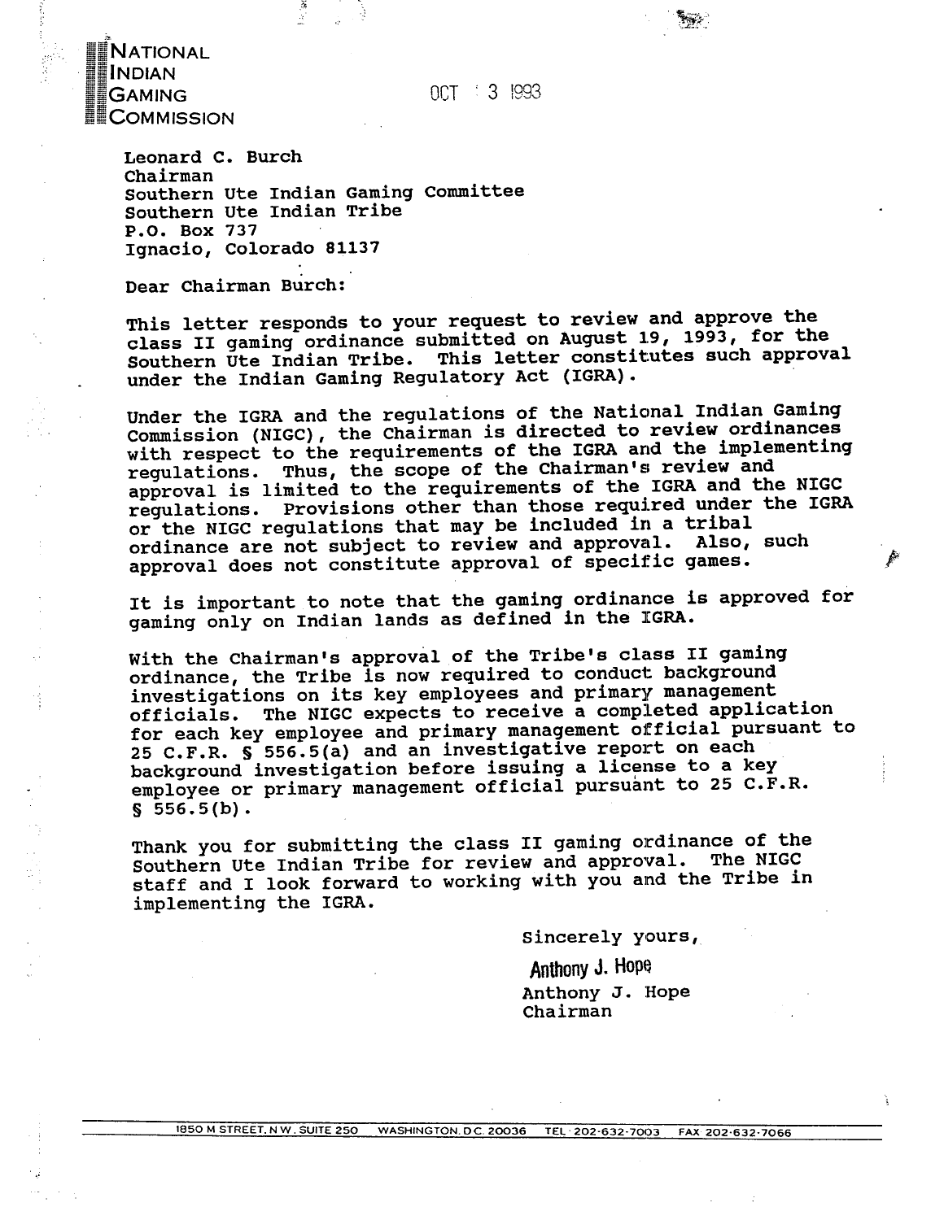**NATIONAL INDIAN GAMING COMMISSION**

OCT 3 1993

Leonard C. Burch
Chairman
Southern Ute Indian Gaming Committee
Southern Ute Indian Tribe
P.O. Box 737
Ignacio, Colorado 81137

Dear Chairman Burch:

This letter responds to your request to review and approve the class II gaming ordinance submitted on August 19, 1993, for the Southern Ute Indian Tribe. This letter constitutes such approval under the Indian Gaming Regulatory Act (IGRA).

Under the IGRA and the regulations of the National Indian Gaming Commission (NIGC), the Chairman is directed to review ordinances with respect to the requirements of the IGRA and the implementing regulations. Thus, the scope of the Chairman's review and approval is limited to the requirements of the IGRA and the NIGC regulations. Provisions other than those required under the IGRA or the NIGC regulations that may be included in a tribal ordinance are not subject to review and approval. Also, such approval does not constitute approval of specific games.

It is important to note that the gaming ordinance is approved for gaming only on Indian lands as defined in the IGRA.

With the Chairman's approval of the Tribe's class II gaming ordinance, the Tribe is now required to conduct background investigations on its key employees and primary management officials. The NIGC expects to receive a completed application for each key employee and primary management official pursuant to 25 C.F.R. § 556.5(a) and an investigative report on each background investigation before issuing a license to a key employee or primary management official pursuant to 25 C.F.R. § 556.5(b).

Thank you for submitting the class II gaming ordinance of the Southern Ute Indian Tribe for review and approval. The NIGC staff and I look forward to working with you and the Tribe in implementing the IGRA.

Sincerely yours,

Anthony J. Hope

Anthony J. Hope
Chairman

1850 M STREET, N.W. SUITE 250 WASHINGTON, D.C. 20036 TEL: 202-632-7003 FAX 202-632-7066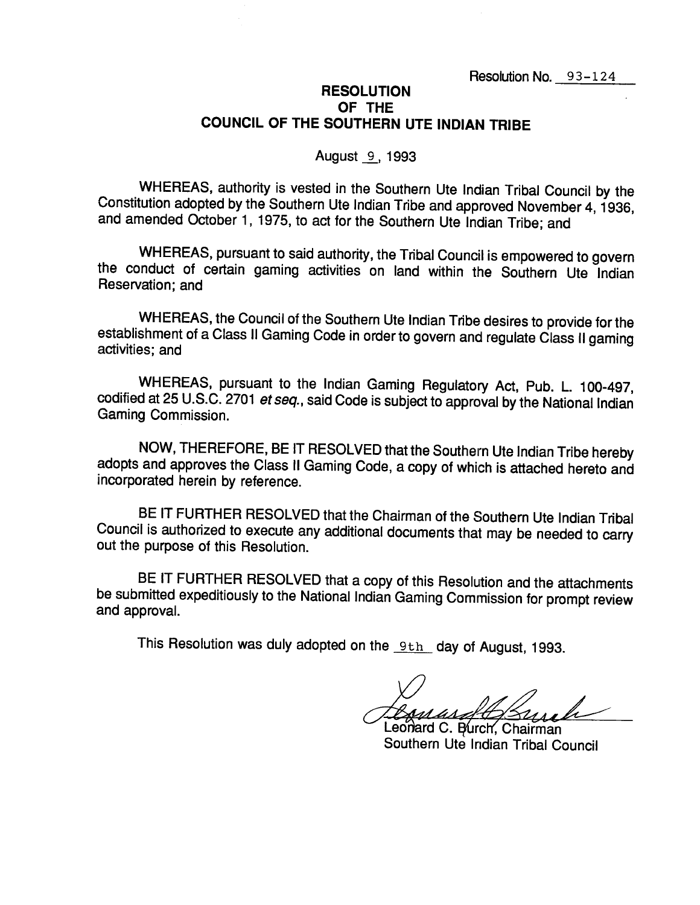Resolution No. 93-124

# RESOLUTION OF THE COUNCIL OF THE SOUTHERN UTE INDIAN TRIBE

August 9, 1993

WHEREAS, authority is vested in the Southern Ute Indian Tribal Council by the Constitution adopted by the Southern Ute Indian Tribe and approved November 4, 1936, and amended October 1, 1975, to act for the Southern Ute Indian Tribe; and

WHEREAS, pursuant to said authority, the Tribal Council is empowered to govern the conduct of certain gaming activities on land within the Southern Ute Indian Reservation; and

WHEREAS, the Council of the Southern Ute Indian Tribe desires to provide for the establishment of a Class II Gaming Code in order to govern and regulate Class II gaming activities; and

WHEREAS, pursuant to the Indian Gaming Regulatory Act, Pub. L. 100-497, codified at 25 U.S.C. 2701 *et seq.*, said Code is subject to approval by the National Indian Gaming Commission.

NOW, THEREFORE, BE IT RESOLVED that the Southern Ute Indian Tribe hereby adopts and approves the Class II Gaming Code, a copy of which is attached hereto and incorporated herein by reference.

BE IT FURTHER RESOLVED that the Chairman of the Southern Ute Indian Tribal Council is authorized to execute any additional documents that may be needed to carry out the purpose of this Resolution.

BE IT FURTHER RESOLVED that a copy of this Resolution and the attachments be submitted expeditiously to the National Indian Gaming Commission for prompt review and approval.

This Resolution was duly adopted on the 9th day of August, 1993.

Leonard C. Burch, Chairman
Southern Ute Indian Tribal Council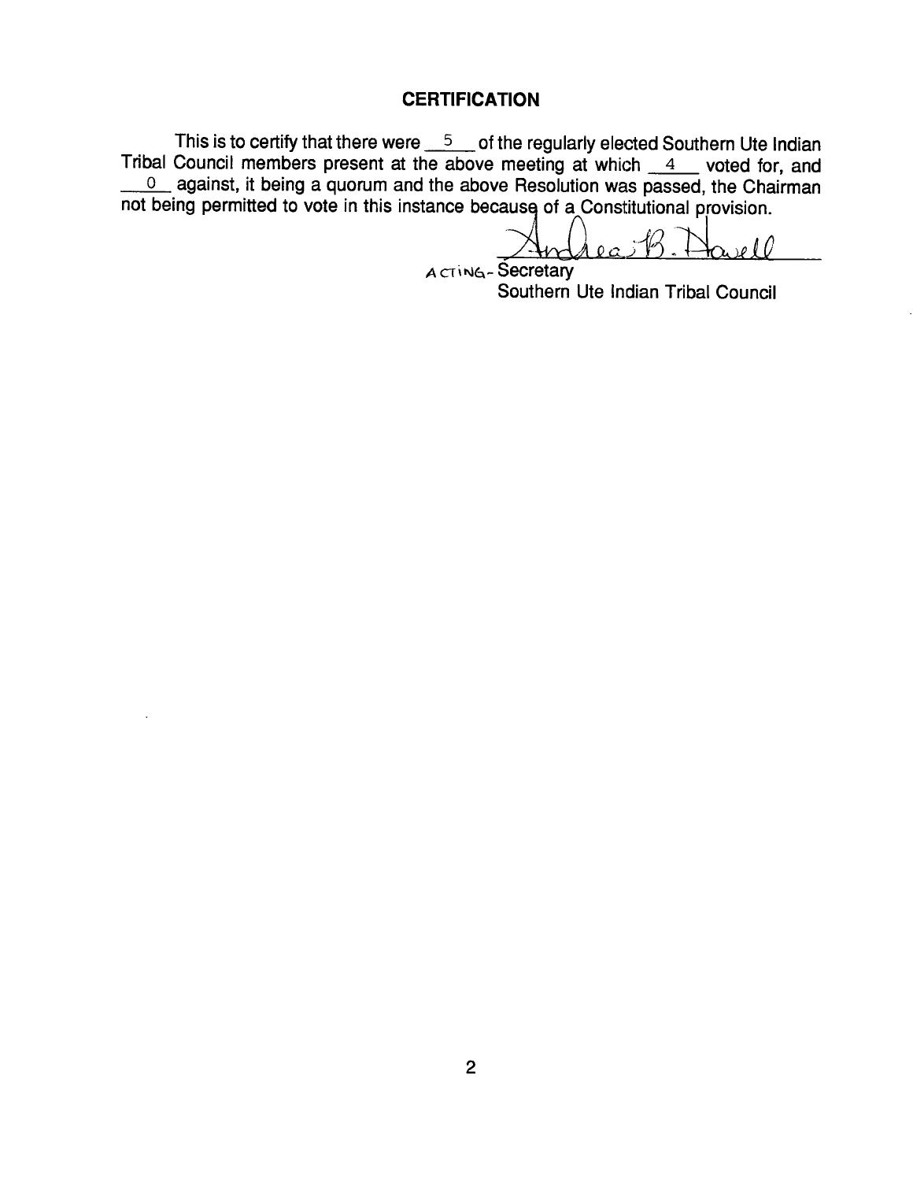## CERTIFICATION

This is to certify that there were 5 of the regularly elected Southern Ute Indian Tribal Council members present at the above meeting at which 4 voted for, and 0 against, it being a quorum and the above Resolution was passed, the Chairman not being permitted to vote in this instance because of a Constitutional provision.

Andrea B. Howell

ACTING- Secretary
Southern Ute Indian Tribal Council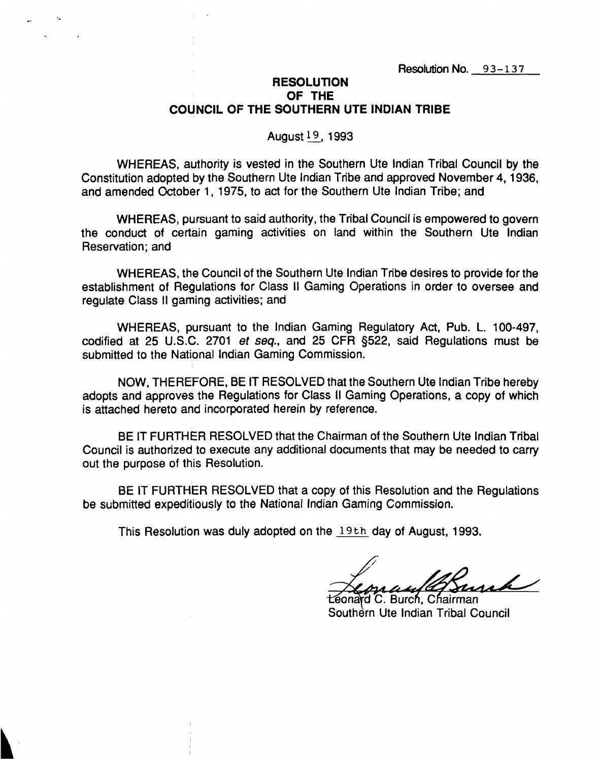Resolution No. 93-137

# RESOLUTION
# OF THE
# COUNCIL OF THE SOUTHERN UTE INDIAN TRIBE

August 19, 1993

WHEREAS, authority is vested in the Southern Ute Indian Tribal Council by the Constitution adopted by the Southern Ute Indian Tribe and approved November 4, 1936, and amended October 1, 1975, to act for the Southern Ute Indian Tribe; and

WHEREAS, pursuant to said authority, the Tribal Council is empowered to govern the conduct of certain gaming activities on land within the Southern Ute Indian Reservation; and

WHEREAS, the Council of the Southern Ute Indian Tribe desires to provide for the establishment of Regulations for Class II Gaming Operations in order to oversee and regulate Class II gaming activities; and

WHEREAS, pursuant to the Indian Gaming Regulatory Act, Pub. L. 100-497, codified at 25 U.S.C. 2701 *et seq.*, and 25 CFR §522, said Regulations must be submitted to the National Indian Gaming Commission.

NOW, THEREFORE, BE IT RESOLVED that the Southern Ute Indian Tribe hereby adopts and approves the Regulations for Class II Gaming Operations, a copy of which is attached hereto and incorporated herein by reference.

BE IT FURTHER RESOLVED that the Chairman of the Southern Ute Indian Tribal Council is authorized to execute any additional documents that may be needed to carry out the purpose of this Resolution.

BE IT FURTHER RESOLVED that a copy of this Resolution and the Regulations be submitted expeditiously to the National Indian Gaming Commission.

This Resolution was duly adopted on the 19th day of August, 1993.

Leonard C. Burch, Chairman
Southern Ute Indian Tribal Council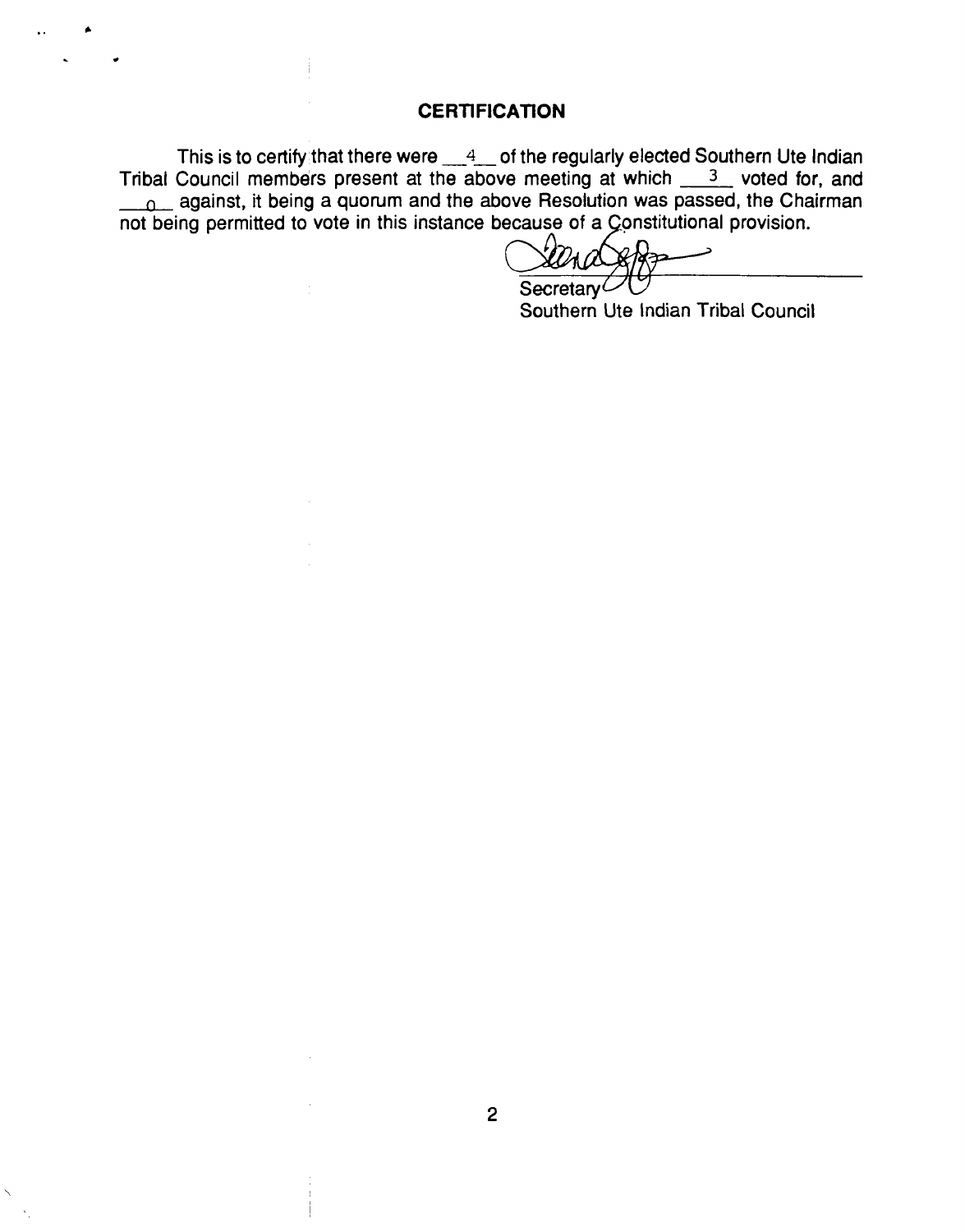## CERTIFICATION

This is to certify that there were \_\_4\_\_ of the regularly elected Southern Ute Indian Tribal Council members present at the above meeting at which \_\_3\_\_ voted for, and \_\_0\_\_ against, it being a quorum and the above Resolution was passed, the Chairman not being permitted to vote in this instance because of a Constitutional provision.

Secretary
Southern Ute Indian Tribal Council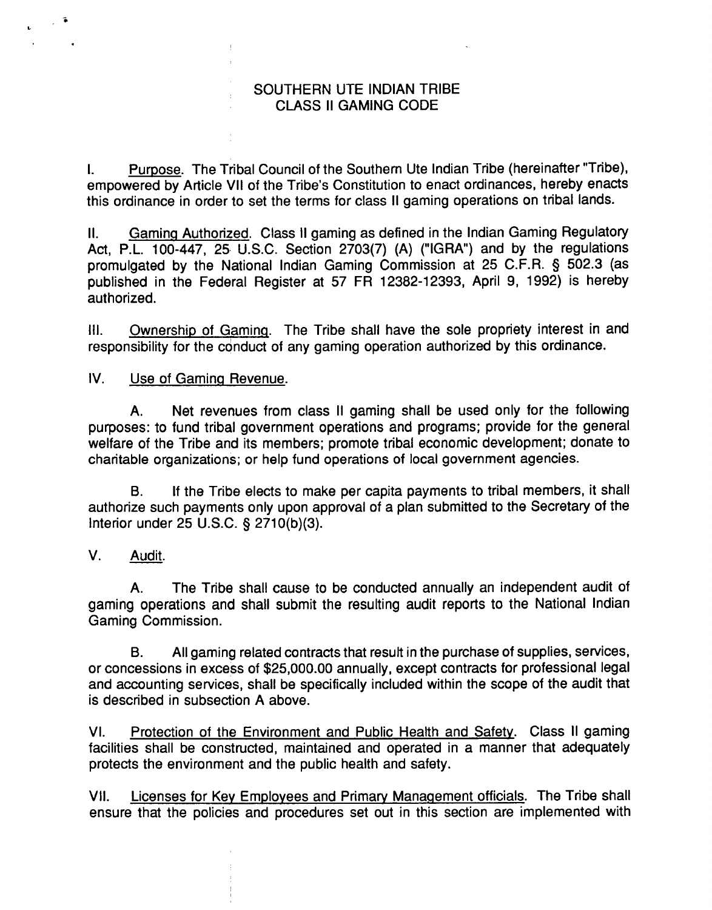# SOUTHERN UTE INDIAN TRIBE
## CLASS II GAMING CODE

I. Purpose. The Tribal Council of the Southern Ute Indian Tribe (hereinafter "Tribe), empowered by Article VII of the Tribe's Constitution to enact ordinances, hereby enacts this ordinance in order to set the terms for class II gaming operations on tribal lands.

II. Gaming Authorized. Class II gaming as defined in the Indian Gaming Regulatory Act, P.L. 100-447, 25 U.S.C. Section 2703(7) (A) ("IGRA") and by the regulations promulgated by the National Indian Gaming Commission at 25 C.F.R. § 502.3 (as published in the Federal Register at 57 FR 12382-12393, April 9, 1992) is hereby authorized.

III. Ownership of Gaming. The Tribe shall have the sole propriety interest in and responsibility for the conduct of any gaming operation authorized by this ordinance.

IV. Use of Gaming Revenue.

A. Net revenues from class II gaming shall be used only for the following purposes: to fund tribal government operations and programs; provide for the general welfare of the Tribe and its members; promote tribal economic development; donate to charitable organizations; or help fund operations of local government agencies.

B. If the Tribe elects to make per capita payments to tribal members, it shall authorize such payments only upon approval of a plan submitted to the Secretary of the Interior under 25 U.S.C. § 2710(b)(3).

V. Audit.

A. The Tribe shall cause to be conducted annually an independent audit of gaming operations and shall submit the resulting audit reports to the National Indian Gaming Commission.

B. All gaming related contracts that result in the purchase of supplies, services, or concessions in excess of $25,000.00 annually, except contracts for professional legal and accounting services, shall be specifically included within the scope of the audit that is described in subsection A above.

VI. Protection of the Environment and Public Health and Safety. Class II gaming facilities shall be constructed, maintained and operated in a manner that adequately protects the environment and the public health and safety.

VII. Licenses for Key Employees and Primary Management officials. The Tribe shall ensure that the policies and procedures set out in this section are implemented with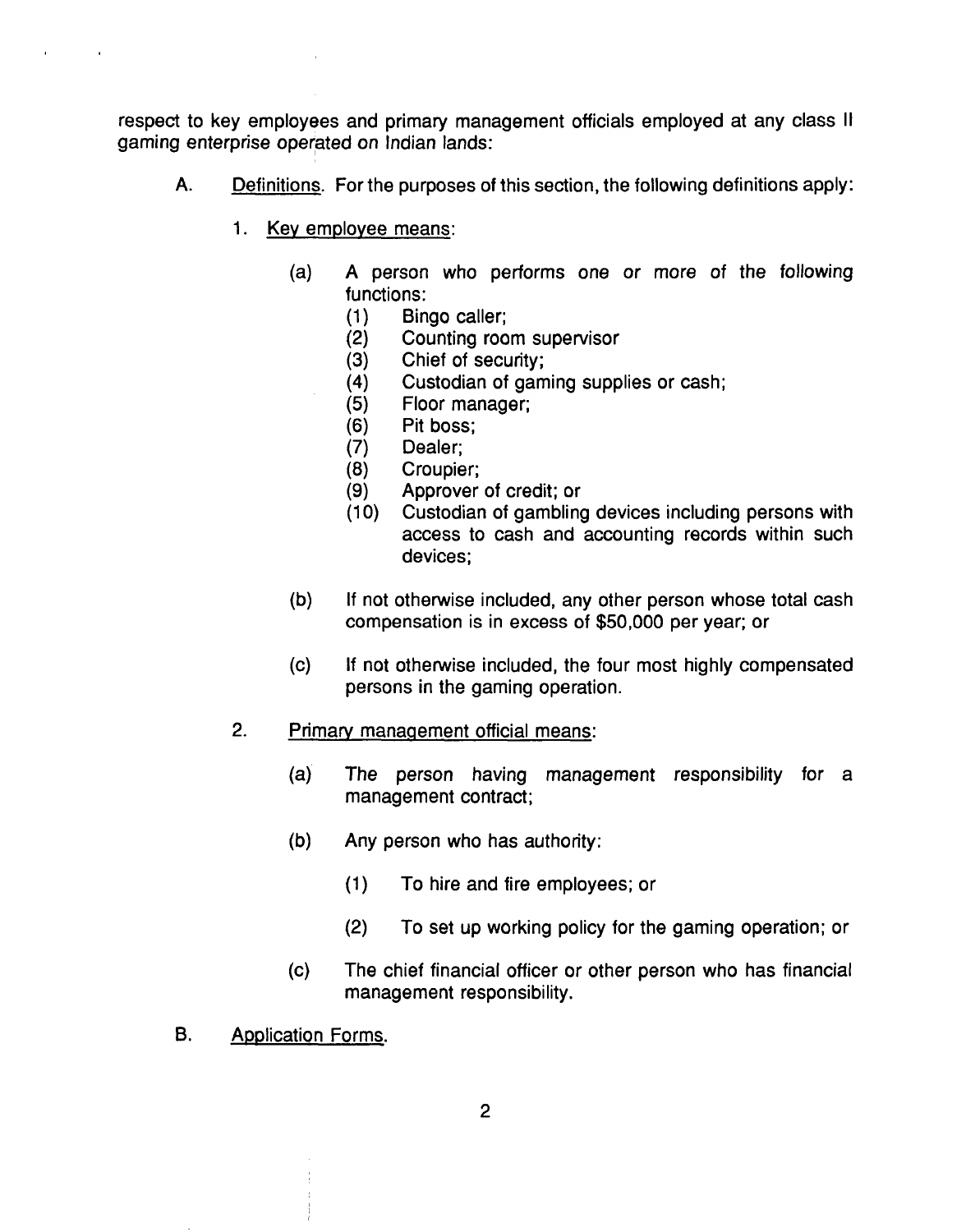respect to key employees and primary management officials employed at any class II gaming enterprise operated on Indian lands:

A. Definitions. For the purposes of this section, the following definitions apply:

1. Key employee means:

   (a) A person who performs one or more of the following functions:
      (1) Bingo caller;
      (2) Counting room supervisor
      (3) Chief of security;
      (4) Custodian of gaming supplies or cash;
      (5) Floor manager;
      (6) Pit boss;
      (7) Dealer;
      (8) Croupier;
      (9) Approver of credit; or
      (10) Custodian of gambling devices including persons with access to cash and accounting records within such devices;

   (b) If not otherwise included, any other person whose total cash compensation is in excess of $50,000 per year; or

   (c) If not otherwise included, the four most highly compensated persons in the gaming operation.

2. Primary management official means:

   (a) The person having management responsibility for a management contract;

   (b) Any person who has authority:

      (1) To hire and fire employees; or

      (2) To set up working policy for the gaming operation; or

   (c) The chief financial officer or other person who has financial management responsibility.

B. Application Forms.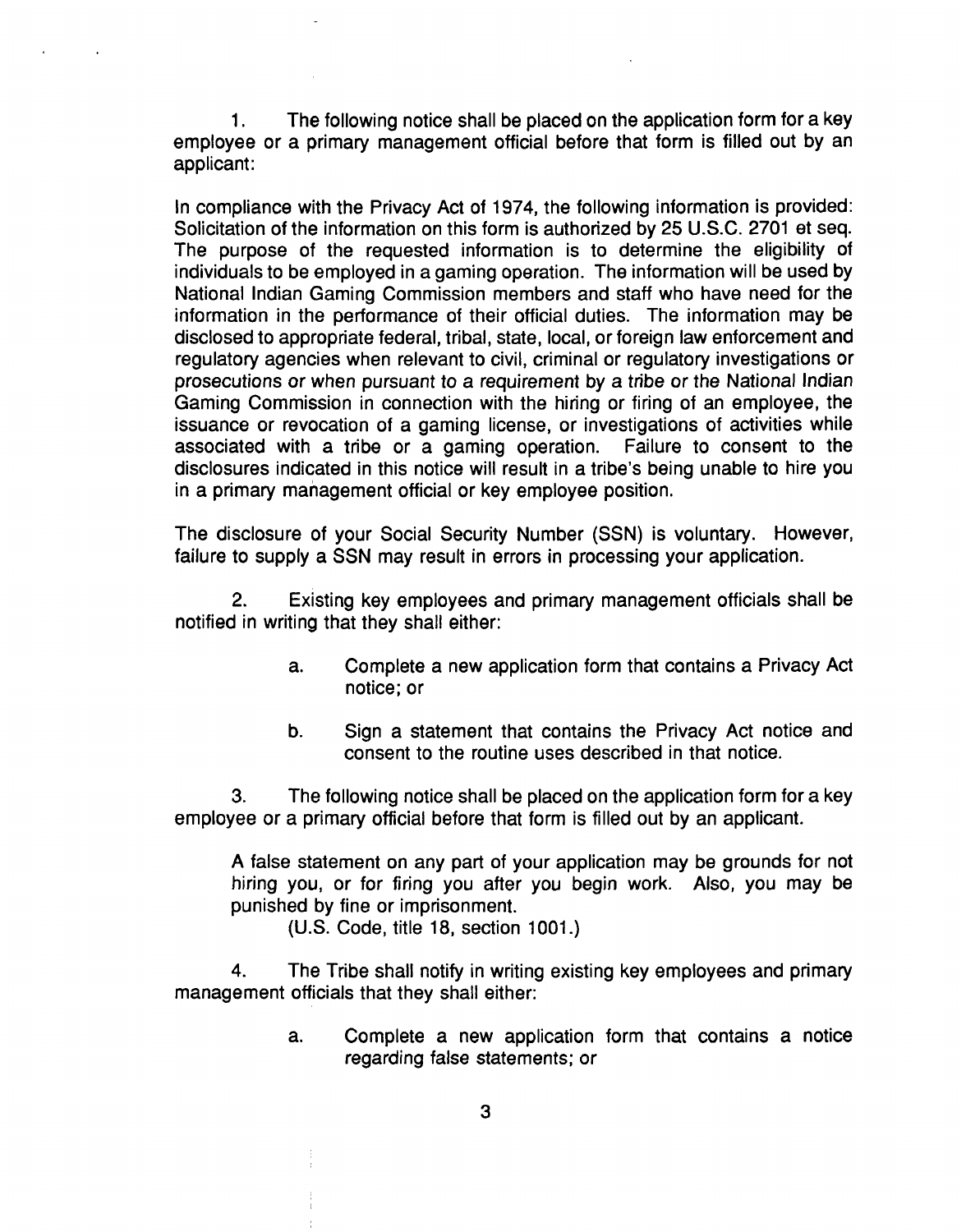1. The following notice shall be placed on the application form for a key employee or a primary management official before that form is filled out by an applicant:

In compliance with the Privacy Act of 1974, the following information is provided: Solicitation of the information on this form is authorized by 25 U.S.C. 2701 et seq. The purpose of the requested information is to determine the eligibility of individuals to be employed in a gaming operation. The information will be used by National Indian Gaming Commission members and staff who have need for the information in the performance of their official duties. The information may be disclosed to appropriate federal, tribal, state, local, or foreign law enforcement and regulatory agencies when relevant to civil, criminal or regulatory investigations or prosecutions or when pursuant to a requirement by a tribe or the National Indian Gaming Commission in connection with the hiring or firing of an employee, the issuance or revocation of a gaming license, or investigations of activities while associated with a tribe or a gaming operation. Failure to consent to the disclosures indicated in this notice will result in a tribe's being unable to hire you in a primary management official or key employee position.

The disclosure of your Social Security Number (SSN) is voluntary. However, failure to supply a SSN may result in errors in processing your application.

2. Existing key employees and primary management officials shall be notified in writing that they shall either:

   a. Complete a new application form that contains a Privacy Act notice; or

   b. Sign a statement that contains the Privacy Act notice and consent to the routine uses described in that notice.

3. The following notice shall be placed on the application form for a key employee or a primary official before that form is filled out by an applicant.

> A false statement on any part of your application may be grounds for not hiring you, or for firing you after you begin work. Also, you may be punished by fine or imprisonment.
> (U.S. Code, title 18, section 1001.)

4. The Tribe shall notify in writing existing key employees and primary management officials that they shall either:

   a. Complete a new application form that contains a notice regarding false statements; or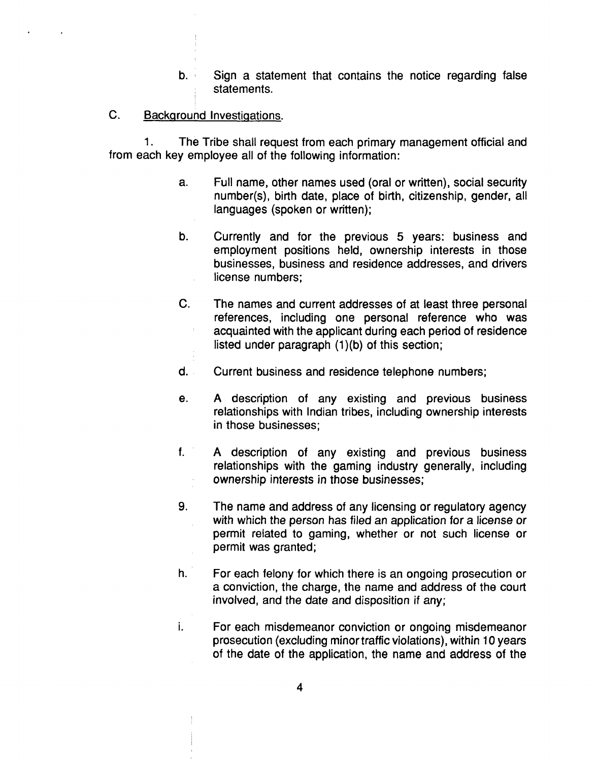b. Sign a statement that contains the notice regarding false statements.

C. Background Investigations.

1. The Tribe shall request from each primary management official and from each key employee all of the following information:

a. Full name, other names used (oral or written), social security number(s), birth date, place of birth, citizenship, gender, all languages (spoken or written);

b. Currently and for the previous 5 years: business and employment positions held, ownership interests in those businesses, business and residence addresses, and drivers license numbers;

C. The names and current addresses of at least three personal references, including one personal reference who was acquainted with the applicant during each period of residence listed under paragraph (1)(b) of this section;

d. Current business and residence telephone numbers;

e. A description of any existing and previous business relationships with Indian tribes, including ownership interests in those businesses;

f. A description of any existing and previous business relationships with the gaming industry generally, including ownership interests in those businesses;

9. The name and address of any licensing or regulatory agency with which the person has filed an application for a license or permit related to gaming, whether or not such license or permit was granted;

h. For each felony for which there is an ongoing prosecution or a conviction, the charge, the name and address of the court involved, and the date and disposition if any;

i. For each misdemeanor conviction or ongoing misdemeanor prosecution (excluding minor traffic violations), within 10 years of the date of the application, the name and address of the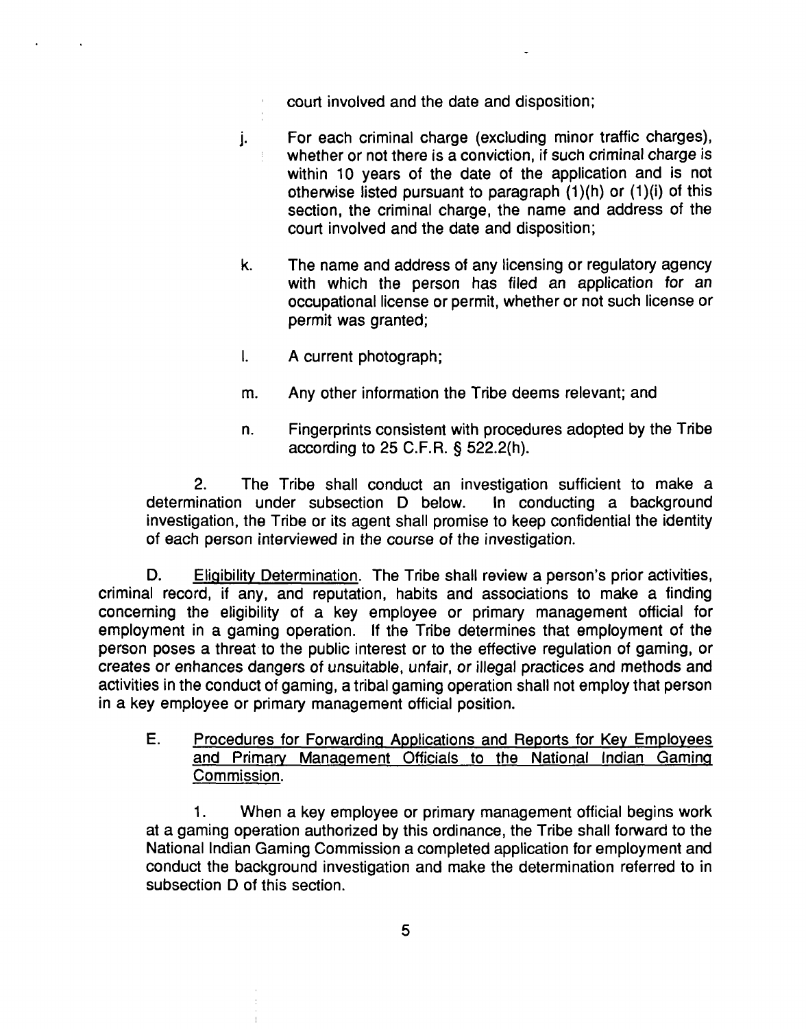court involved and the date and disposition;

j. For each criminal charge (excluding minor traffic charges), whether or not there is a conviction, if such criminal charge is within 10 years of the date of the application and is not otherwise listed pursuant to paragraph (1)(h) or (1)(i) of this section, the criminal charge, the name and address of the court involved and the date and disposition;

k. The name and address of any licensing or regulatory agency with which the person has filed an application for an occupational license or permit, whether or not such license or permit was granted;

l. A current photograph;

m. Any other information the Tribe deems relevant; and

n. Fingerprints consistent with procedures adopted by the Tribe according to 25 C.F.R. § 522.2(h).

2. The Tribe shall conduct an investigation sufficient to make a determination under subsection D below. In conducting a background investigation, the Tribe or its agent shall promise to keep confidential the identity of each person interviewed in the course of the investigation.

D. Eligibility Determination. The Tribe shall review a person's prior activities, criminal record, if any, and reputation, habits and associations to make a finding concerning the eligibility of a key employee or primary management official for employment in a gaming operation. If the Tribe determines that employment of the person poses a threat to the public interest or to the effective regulation of gaming, or creates or enhances dangers of unsuitable, unfair, or illegal practices and methods and activities in the conduct of gaming, a tribal gaming operation shall not employ that person in a key employee or primary management official position.

E. Procedures for Forwarding Applications and Reports for Key Employees and Primary Management Officials to the National Indian Gaming Commission.

1. When a key employee or primary management official begins work at a gaming operation authorized by this ordinance, the Tribe shall forward to the National Indian Gaming Commission a completed application for employment and conduct the background investigation and make the determination referred to in subsection D of this section.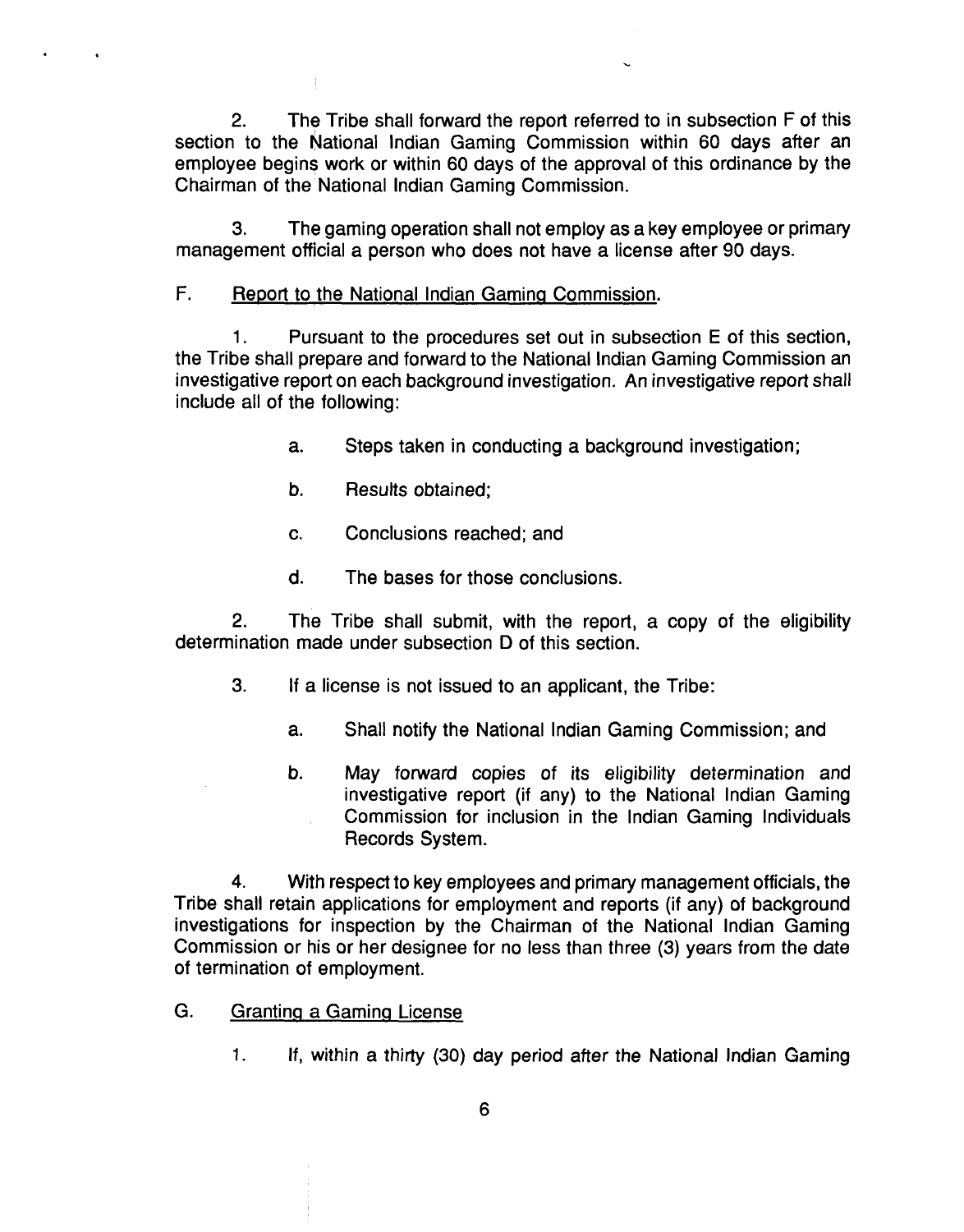2. The Tribe shall forward the report referred to in subsection F of this section to the National Indian Gaming Commission within 60 days after an employee begins work or within 60 days of the approval of this ordinance by the Chairman of the National Indian Gaming Commission.

3. The gaming operation shall not employ as a key employee or primary management official a person who does not have a license after 90 days.

F. <u>Report to the National Indian Gaming Commission</u>.

1. Pursuant to the procedures set out in subsection E of this section, the Tribe shall prepare and forward to the National Indian Gaming Commission an investigative report on each background investigation. An investigative report shall include all of the following:

   a. Steps taken in conducting a background investigation;

   b. Results obtained;

   c. Conclusions reached; and

   d. The bases for those conclusions.

2. The Tribe shall submit, with the report, a copy of the eligibility determination made under subsection D of this section.

3. If a license is not issued to an applicant, the Tribe:

   a. Shall notify the National Indian Gaming Commission; and

   b. May forward copies of its eligibility determination and investigative report (if any) to the National Indian Gaming Commission for inclusion in the Indian Gaming Individuals Records System.

4. With respect to key employees and primary management officials, the Tribe shall retain applications for employment and reports (if any) of background investigations for inspection by the Chairman of the National Indian Gaming Commission or his or her designee for no less than three (3) years from the date of termination of employment.

G. <u>Granting a Gaming License</u>

1. If, within a thirty (30) day period after the National Indian Gaming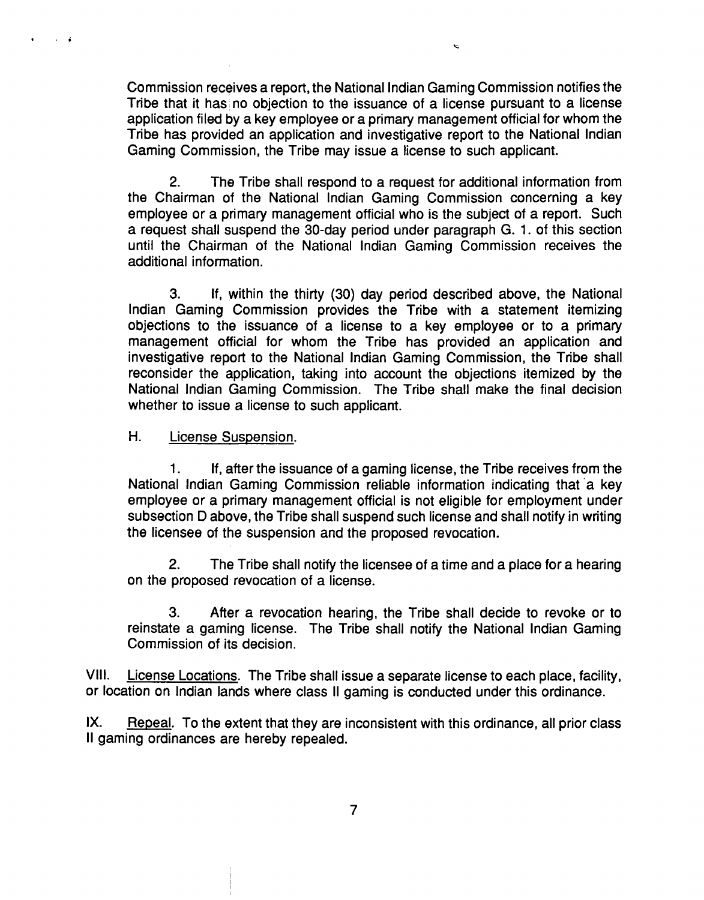Commission receives a report, the National Indian Gaming Commission notifies the Tribe that it has no objection to the issuance of a license pursuant to a license application filed by a key employee or a primary management official for whom the Tribe has provided an application and investigative report to the National Indian Gaming Commission, the Tribe may issue a license to such applicant.

2. The Tribe shall respond to a request for additional information from the Chairman of the National Indian Gaming Commission concerning a key employee or a primary management official who is the subject of a report. Such a request shall suspend the 30-day period under paragraph G. 1. of this section until the Chairman of the National Indian Gaming Commission receives the additional information.

3. If, within the thirty (30) day period described above, the National Indian Gaming Commission provides the Tribe with a statement itemizing objections to the issuance of a license to a key employee or to a primary management official for whom the Tribe has provided an application and investigative report to the National Indian Gaming Commission, the Tribe shall reconsider the application, taking into account the objections itemized by the National Indian Gaming Commission. The Tribe shall make the final decision whether to issue a license to such applicant.

H. License Suspension.

1. If, after the issuance of a gaming license, the Tribe receives from the National Indian Gaming Commission reliable information indicating that a key employee or a primary management official is not eligible for employment under subsection D above, the Tribe shall suspend such license and shall notify in writing the licensee of the suspension and the proposed revocation.

2. The Tribe shall notify the licensee of a time and a place for a hearing on the proposed revocation of a license.

3. After a revocation hearing, the Tribe shall decide to revoke or to reinstate a gaming license. The Tribe shall notify the National Indian Gaming Commission of its decision.

VIII. License Locations. The Tribe shall issue a separate license to each place, facility, or location on Indian lands where class II gaming is conducted under this ordinance.

IX. Repeal. To the extent that they are inconsistent with this ordinance, all prior class II gaming ordinances are hereby repealed.